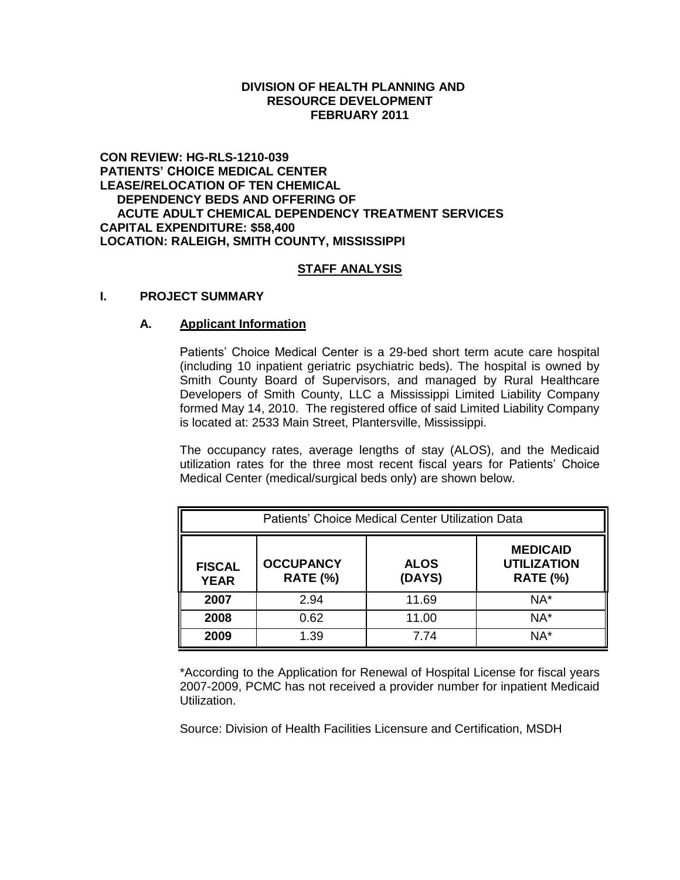**DIVISION OF HEALTH PLANNING AND RESOURCE DEVELOPMENT**
**FEBRUARY 2011**

**CON REVIEW: HG-RLS-1210-039**
**PATIENTS' CHOICE MEDICAL CENTER**
**LEASE/RELOCATION OF TEN CHEMICAL DEPENDENCY BEDS AND OFFERING OF ACUTE ADULT CHEMICAL DEPENDENCY TREATMENT SERVICES**
**CAPITAL EXPENDITURE: $58,400**
**LOCATION: RALEIGH, SMITH COUNTY, MISSISSIPPI**

## STAFF ANALYSIS

### I. PROJECT SUMMARY

#### A. Applicant Information

Patients' Choice Medical Center is a 29-bed short term acute care hospital (including 10 inpatient geriatric psychiatric beds). The hospital is owned by Smith County Board of Supervisors, and managed by Rural Healthcare Developers of Smith County, LLC a Mississippi Limited Liability Company formed May 14, 2010. The registered office of said Limited Liability Company is located at: 2533 Main Street, Plantersville, Mississippi.

The occupancy rates, average lengths of stay (ALOS), and the Medicaid utilization rates for the three most recent fiscal years for Patients' Choice Medical Center (medical/surgical beds only) are shown below.

| Patients' Choice Medical Center Utilization Data | | | |
|---|---|---|---|
| **FISCAL YEAR** | **OCCUPANCY RATE (%)** | **ALOS (DAYS)** | **MEDICAID UTILIZATION RATE (%)** |
| **2007** | 2.94 | 11.69 | NA* |
| **2008** | 0.62 | 11.00 | NA* |
| **2009** | 1.39 | 7.74 | NA* |

*According to the Application for Renewal of Hospital License for fiscal years 2007-2009, PCMC has not received a provider number for inpatient Medicaid Utilization.

Source: Division of Health Facilities Licensure and Certification, MSDH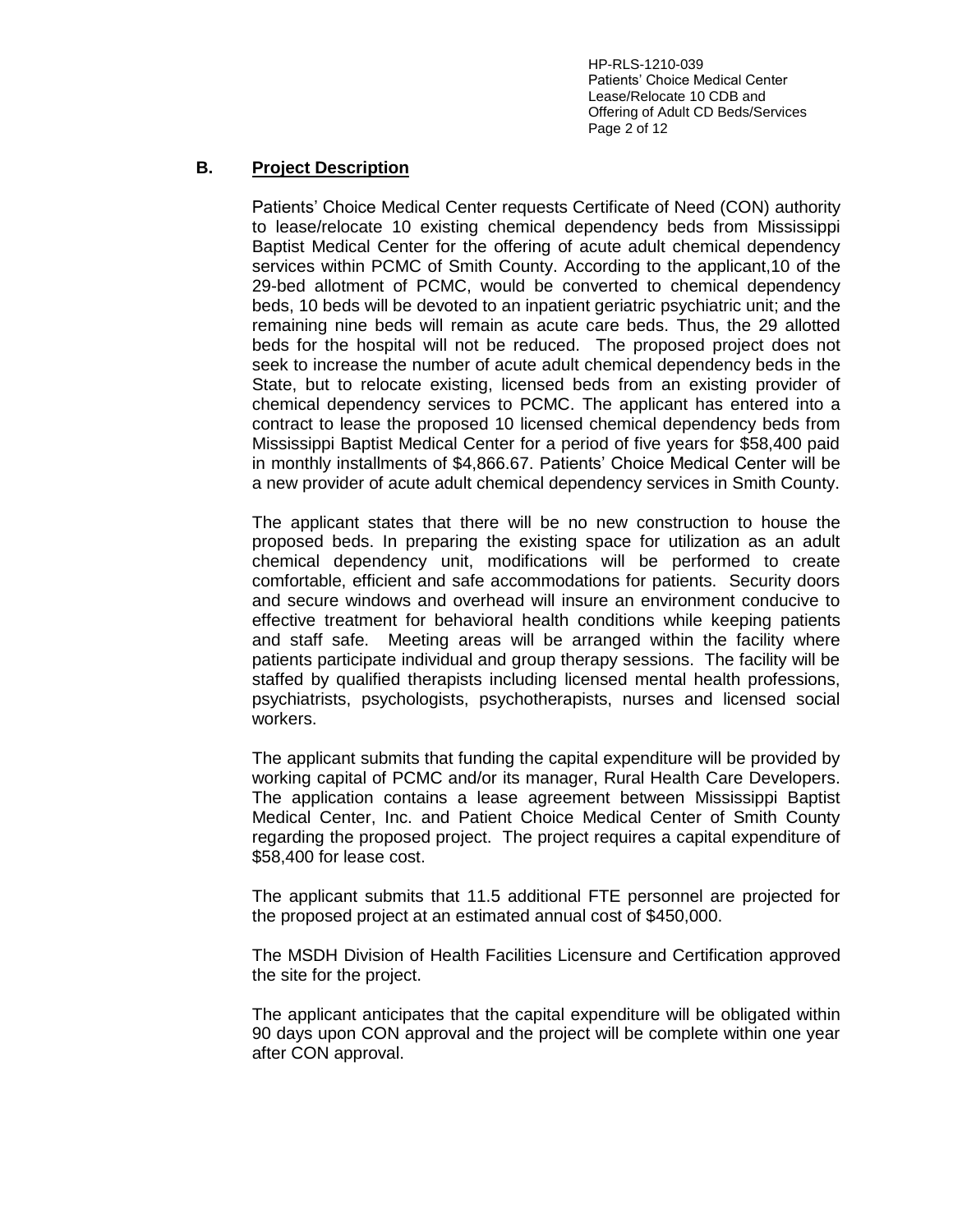## B. Project Description

Patients' Choice Medical Center requests Certificate of Need (CON) authority to lease/relocate 10 existing chemical dependency beds from Mississippi Baptist Medical Center for the offering of acute adult chemical dependency services within PCMC of Smith County. According to the applicant,10 of the 29-bed allotment of PCMC, would be converted to chemical dependency beds, 10 beds will be devoted to an inpatient geriatric psychiatric unit; and the remaining nine beds will remain as acute care beds. Thus, the 29 allotted beds for the hospital will not be reduced. The proposed project does not seek to increase the number of acute adult chemical dependency beds in the State, but to relocate existing, licensed beds from an existing provider of chemical dependency services to PCMC. The applicant has entered into a contract to lease the proposed 10 licensed chemical dependency beds from Mississippi Baptist Medical Center for a period of five years for $58,400 paid in monthly installments of $4,866.67. Patients' Choice Medical Center will be a new provider of acute adult chemical dependency services in Smith County.

The applicant states that there will be no new construction to house the proposed beds. In preparing the existing space for utilization as an adult chemical dependency unit, modifications will be performed to create comfortable, efficient and safe accommodations for patients. Security doors and secure windows and overhead will insure an environment conducive to effective treatment for behavioral health conditions while keeping patients and staff safe. Meeting areas will be arranged within the facility where patients participate individual and group therapy sessions. The facility will be staffed by qualified therapists including licensed mental health professions, psychiatrists, psychologists, psychotherapists, nurses and licensed social workers.

The applicant submits that funding the capital expenditure will be provided by working capital of PCMC and/or its manager, Rural Health Care Developers. The application contains a lease agreement between Mississippi Baptist Medical Center, Inc. and Patient Choice Medical Center of Smith County regarding the proposed project. The project requires a capital expenditure of $58,400 for lease cost.

The applicant submits that 11.5 additional FTE personnel are projected for the proposed project at an estimated annual cost of $450,000.

The MSDH Division of Health Facilities Licensure and Certification approved the site for the project.

The applicant anticipates that the capital expenditure will be obligated within 90 days upon CON approval and the project will be complete within one year after CON approval.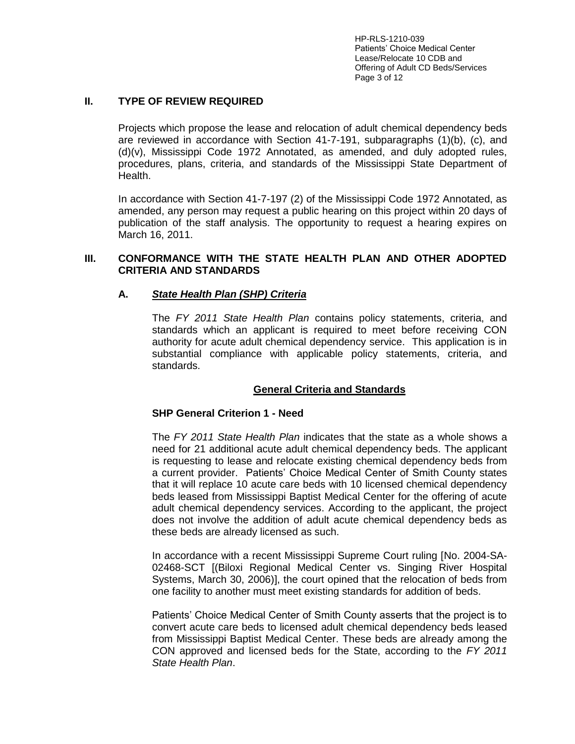## II. TYPE OF REVIEW REQUIRED

Projects which propose the lease and relocation of adult chemical dependency beds are reviewed in accordance with Section 41-7-191, subparagraphs (1)(b), (c), and (d)(v), Mississippi Code 1972 Annotated, as amended, and duly adopted rules, procedures, plans, criteria, and standards of the Mississippi State Department of Health.

In accordance with Section 41-7-197 (2) of the Mississippi Code 1972 Annotated, as amended, any person may request a public hearing on this project within 20 days of publication of the staff analysis. The opportunity to request a hearing expires on March 16, 2011.

## III. CONFORMANCE WITH THE STATE HEALTH PLAN AND OTHER ADOPTED CRITERIA AND STANDARDS

### A. *State Health Plan (SHP) Criteria*

The *FY 2011 State Health Plan* contains policy statements, criteria, and standards which an applicant is required to meet before receiving CON authority for acute adult chemical dependency service. This application is in substantial compliance with applicable policy statements, criteria, and standards.

#### General Criteria and Standards

**SHP General Criterion 1 - Need**

The *FY 2011 State Health Plan* indicates that the state as a whole shows a need for 21 additional acute adult chemical dependency beds. The applicant is requesting to lease and relocate existing chemical dependency beds from a current provider. Patients' Choice Medical Center of Smith County states that it will replace 10 acute care beds with 10 licensed chemical dependency beds leased from Mississippi Baptist Medical Center for the offering of acute adult chemical dependency services. According to the applicant, the project does not involve the addition of adult acute chemical dependency beds as these beds are already licensed as such.

In accordance with a recent Mississippi Supreme Court ruling [No. 2004-SA-02468-SCT [(Biloxi Regional Medical Center vs. Singing River Hospital Systems, March 30, 2006)], the court opined that the relocation of beds from one facility to another must meet existing standards for addition of beds.

Patients' Choice Medical Center of Smith County asserts that the project is to convert acute care beds to licensed adult chemical dependency beds leased from Mississippi Baptist Medical Center. These beds are already among the CON approved and licensed beds for the State, according to the *FY 2011 State Health Plan*.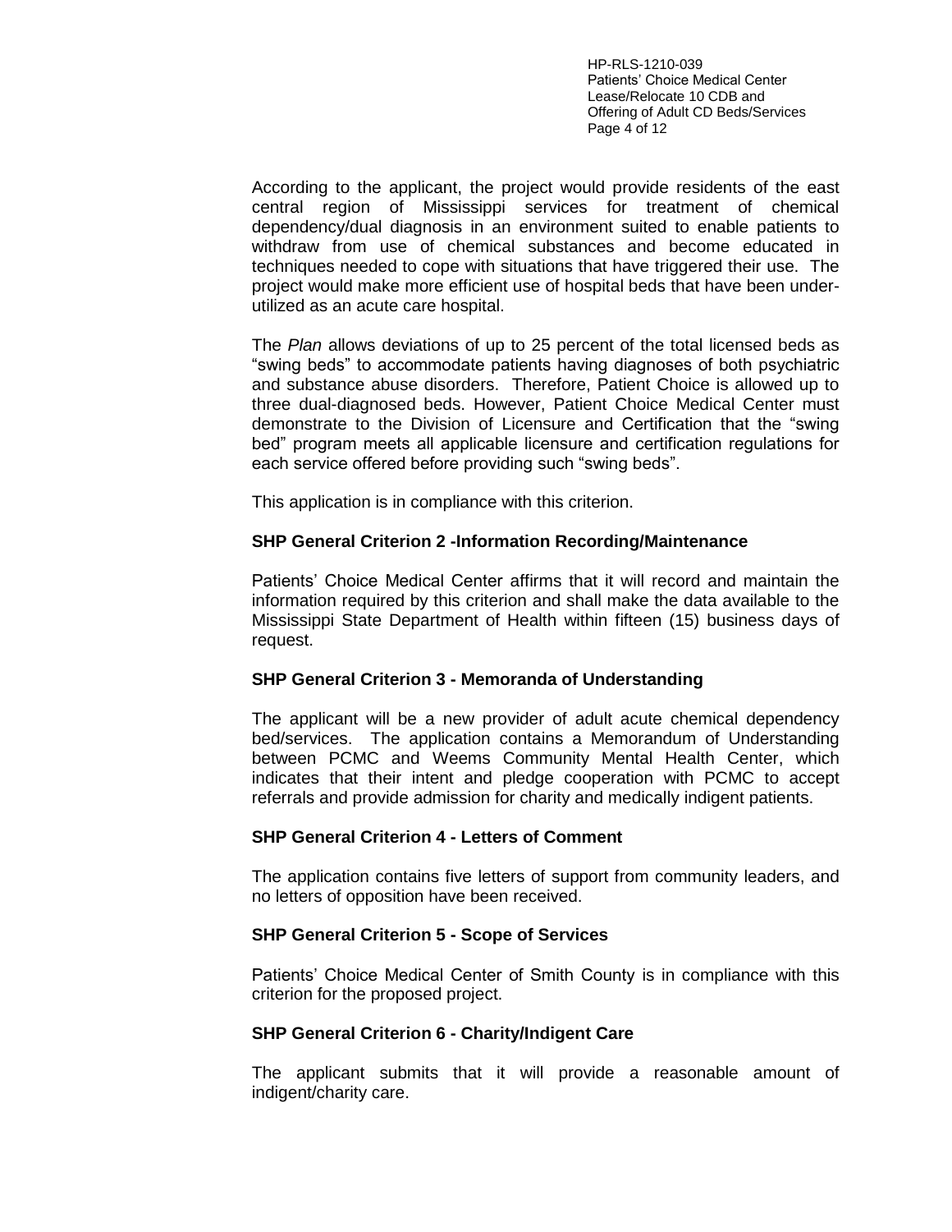According to the applicant, the project would provide residents of the east central region of Mississippi services for treatment of chemical dependency/dual diagnosis in an environment suited to enable patients to withdraw from use of chemical substances and become educated in techniques needed to cope with situations that have triggered their use. The project would make more efficient use of hospital beds that have been under-utilized as an acute care hospital.

The *Plan* allows deviations of up to 25 percent of the total licensed beds as "swing beds" to accommodate patients having diagnoses of both psychiatric and substance abuse disorders. Therefore, Patient Choice is allowed up to three dual-diagnosed beds. However, Patient Choice Medical Center must demonstrate to the Division of Licensure and Certification that the "swing bed" program meets all applicable licensure and certification regulations for each service offered before providing such "swing beds".

This application is in compliance with this criterion.

**SHP General Criterion 2 -Information Recording/Maintenance**

Patients' Choice Medical Center affirms that it will record and maintain the information required by this criterion and shall make the data available to the Mississippi State Department of Health within fifteen (15) business days of request.

**SHP General Criterion 3 - Memoranda of Understanding**

The applicant will be a new provider of adult acute chemical dependency bed/services. The application contains a Memorandum of Understanding between PCMC and Weems Community Mental Health Center, which indicates that their intent and pledge cooperation with PCMC to accept referrals and provide admission for charity and medically indigent patients.

**SHP General Criterion 4 - Letters of Comment**

The application contains five letters of support from community leaders, and no letters of opposition have been received.

**SHP General Criterion 5 - Scope of Services**

Patients' Choice Medical Center of Smith County is in compliance with this criterion for the proposed project.

**SHP General Criterion 6 - Charity/Indigent Care**

The applicant submits that it will provide a reasonable amount of indigent/charity care.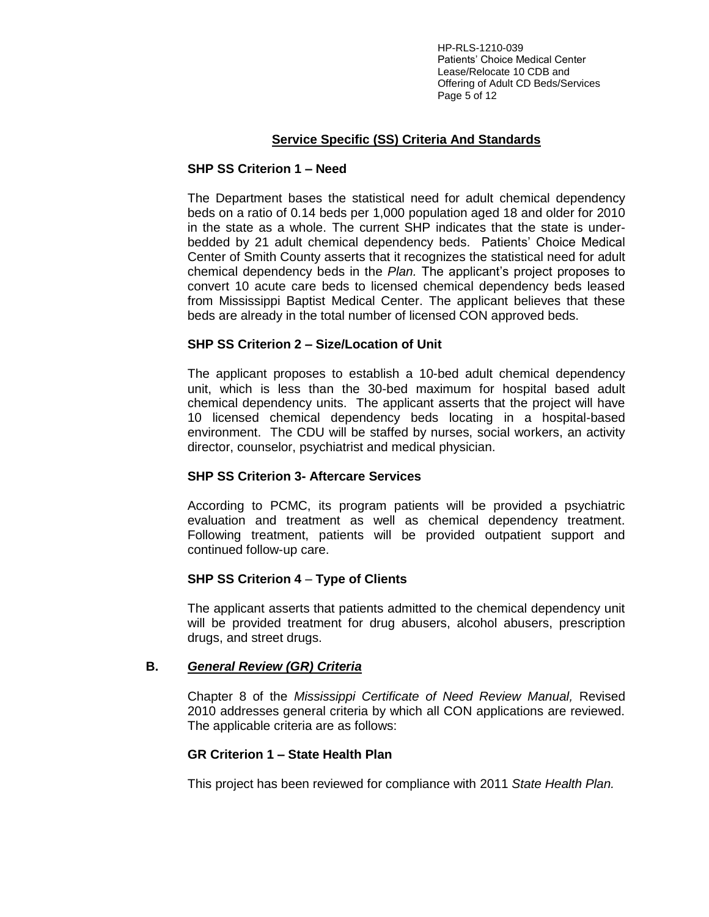## Service Specific (SS) Criteria And Standards

### SHP SS Criterion 1 – Need

The Department bases the statistical need for adult chemical dependency beds on a ratio of 0.14 beds per 1,000 population aged 18 and older for 2010 in the state as a whole. The current SHP indicates that the state is under-bedded by 21 adult chemical dependency beds. Patients' Choice Medical Center of Smith County asserts that it recognizes the statistical need for adult chemical dependency beds in the *Plan.* The applicant's project proposes to convert 10 acute care beds to licensed chemical dependency beds leased from Mississippi Baptist Medical Center. The applicant believes that these beds are already in the total number of licensed CON approved beds.

### SHP SS Criterion 2 – Size/Location of Unit

The applicant proposes to establish a 10-bed adult chemical dependency unit, which is less than the 30-bed maximum for hospital based adult chemical dependency units. The applicant asserts that the project will have 10 licensed chemical dependency beds locating in a hospital-based environment. The CDU will be staffed by nurses, social workers, an activity director, counselor, psychiatrist and medical physician.

### SHP SS Criterion 3- Aftercare Services

According to PCMC, its program patients will be provided a psychiatric evaluation and treatment as well as chemical dependency treatment. Following treatment, patients will be provided outpatient support and continued follow-up care.

### SHP SS Criterion 4 – Type of Clients

The applicant asserts that patients admitted to the chemical dependency unit will be provided treatment for drug abusers, alcohol abusers, prescription drugs, and street drugs.

## B. *General Review (GR) Criteria*

Chapter 8 of the *Mississippi Certificate of Need Review Manual,* Revised 2010 addresses general criteria by which all CON applications are reviewed. The applicable criteria are as follows:

### GR Criterion 1 – State Health Plan

This project has been reviewed for compliance with 2011 *State Health Plan.*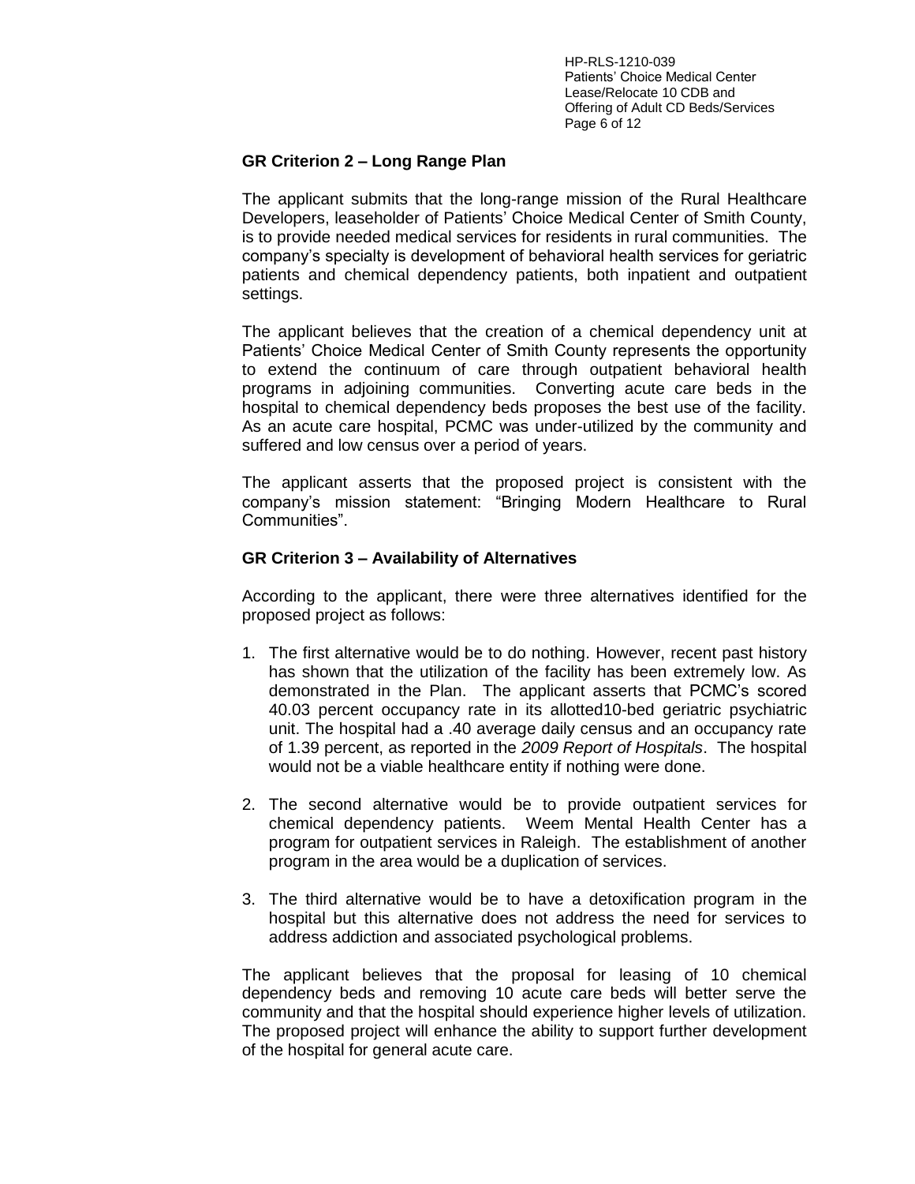### GR Criterion 2 – Long Range Plan

The applicant submits that the long-range mission of the Rural Healthcare Developers, leaseholder of Patients' Choice Medical Center of Smith County, is to provide needed medical services for residents in rural communities. The company's specialty is development of behavioral health services for geriatric patients and chemical dependency patients, both inpatient and outpatient settings.

The applicant believes that the creation of a chemical dependency unit at Patients' Choice Medical Center of Smith County represents the opportunity to extend the continuum of care through outpatient behavioral health programs in adjoining communities. Converting acute care beds in the hospital to chemical dependency beds proposes the best use of the facility. As an acute care hospital, PCMC was under-utilized by the community and suffered and low census over a period of years.

The applicant asserts that the proposed project is consistent with the company's mission statement: "Bringing Modern Healthcare to Rural Communities".

### GR Criterion 3 – Availability of Alternatives

According to the applicant, there were three alternatives identified for the proposed project as follows:

1. The first alternative would be to do nothing. However, recent past history has shown that the utilization of the facility has been extremely low. As demonstrated in the Plan. The applicant asserts that PCMC's scored 40.03 percent occupancy rate in its allotted10-bed geriatric psychiatric unit. The hospital had a .40 average daily census and an occupancy rate of 1.39 percent, as reported in the *2009 Report of Hospitals*. The hospital would not be a viable healthcare entity if nothing were done.
2. The second alternative would be to provide outpatient services for chemical dependency patients. Weem Mental Health Center has a program for outpatient services in Raleigh. The establishment of another program in the area would be a duplication of services.
3. The third alternative would be to have a detoxification program in the hospital but this alternative does not address the need for services to address addiction and associated psychological problems.

The applicant believes that the proposal for leasing of 10 chemical dependency beds and removing 10 acute care beds will better serve the community and that the hospital should experience higher levels of utilization. The proposed project will enhance the ability to support further development of the hospital for general acute care.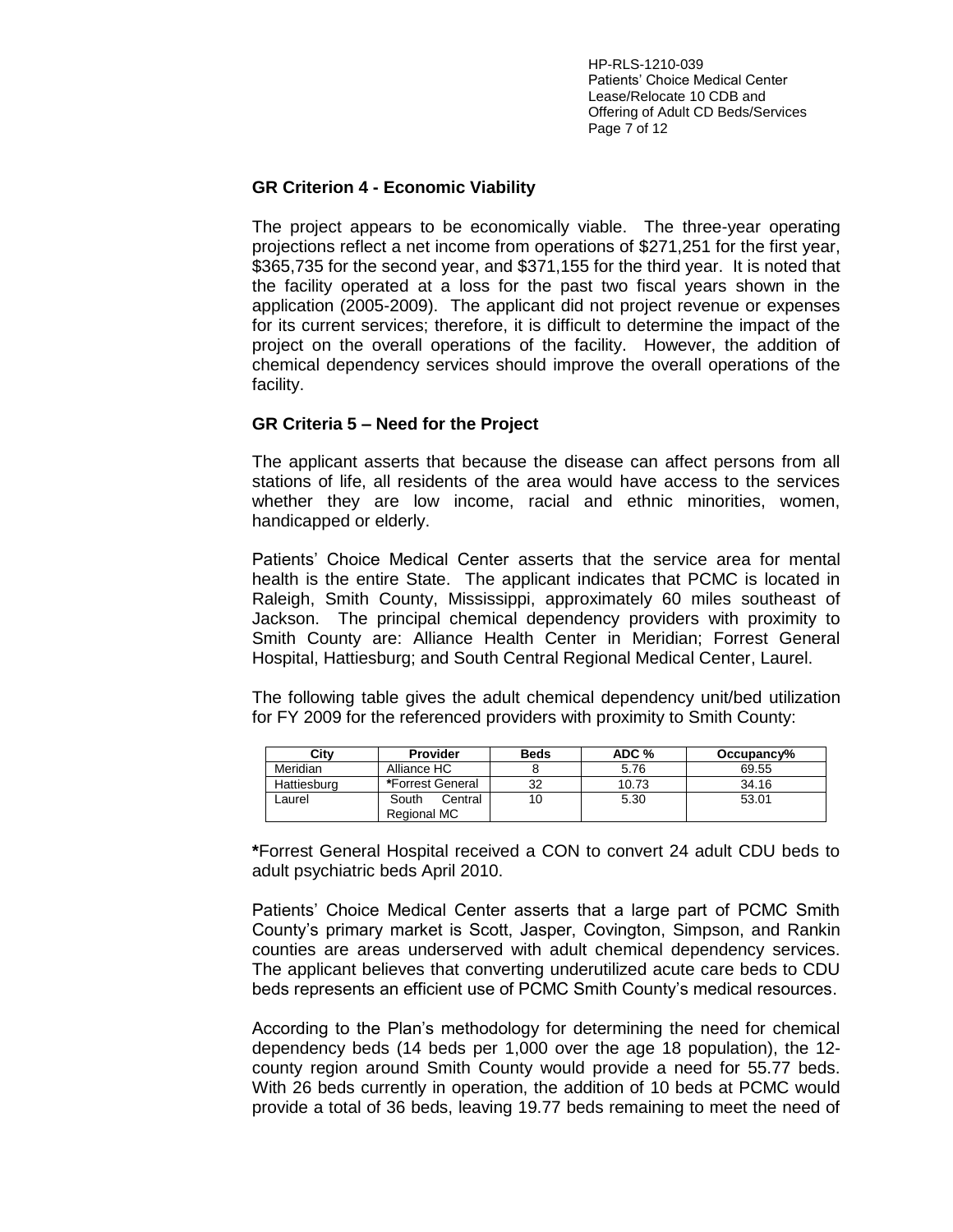### GR Criterion 4 - Economic Viability

The project appears to be economically viable. The three-year operating projections reflect a net income from operations of $271,251 for the first year, $365,735 for the second year, and $371,155 for the third year. It is noted that the facility operated at a loss for the past two fiscal years shown in the application (2005-2009). The applicant did not project revenue or expenses for its current services; therefore, it is difficult to determine the impact of the project on the overall operations of the facility. However, the addition of chemical dependency services should improve the overall operations of the facility.

### GR Criteria 5 – Need for the Project

The applicant asserts that because the disease can affect persons from all stations of life, all residents of the area would have access to the services whether they are low income, racial and ethnic minorities, women, handicapped or elderly.

Patients' Choice Medical Center asserts that the service area for mental health is the entire State. The applicant indicates that PCMC is located in Raleigh, Smith County, Mississippi, approximately 60 miles southeast of Jackson. The principal chemical dependency providers with proximity to Smith County are: Alliance Health Center in Meridian; Forrest General Hospital, Hattiesburg; and South Central Regional Medical Center, Laurel.

The following table gives the adult chemical dependency unit/bed utilization for FY 2009 for the referenced providers with proximity to Smith County:

| City | Provider | Beds | ADC % | Occupancy% |
|---|---|---|---|---|
| Meridian | Alliance HC | 8 | 5.76 | 69.55 |
| Hattiesburg | *Forrest General | 32 | 10.73 | 34.16 |
| Laurel | South Central Regional MC | 10 | 5.30 | 53.01 |

*Forrest General Hospital received a CON to convert 24 adult CDU beds to adult psychiatric beds April 2010.

Patients' Choice Medical Center asserts that a large part of PCMC Smith County's primary market is Scott, Jasper, Covington, Simpson, and Rankin counties are areas underserved with adult chemical dependency services. The applicant believes that converting underutilized acute care beds to CDU beds represents an efficient use of PCMC Smith County's medical resources.

According to the Plan's methodology for determining the need for chemical dependency beds (14 beds per 1,000 over the age 18 population), the 12-county region around Smith County would provide a need for 55.77 beds. With 26 beds currently in operation, the addition of 10 beds at PCMC would provide a total of 36 beds, leaving 19.77 beds remaining to meet the need of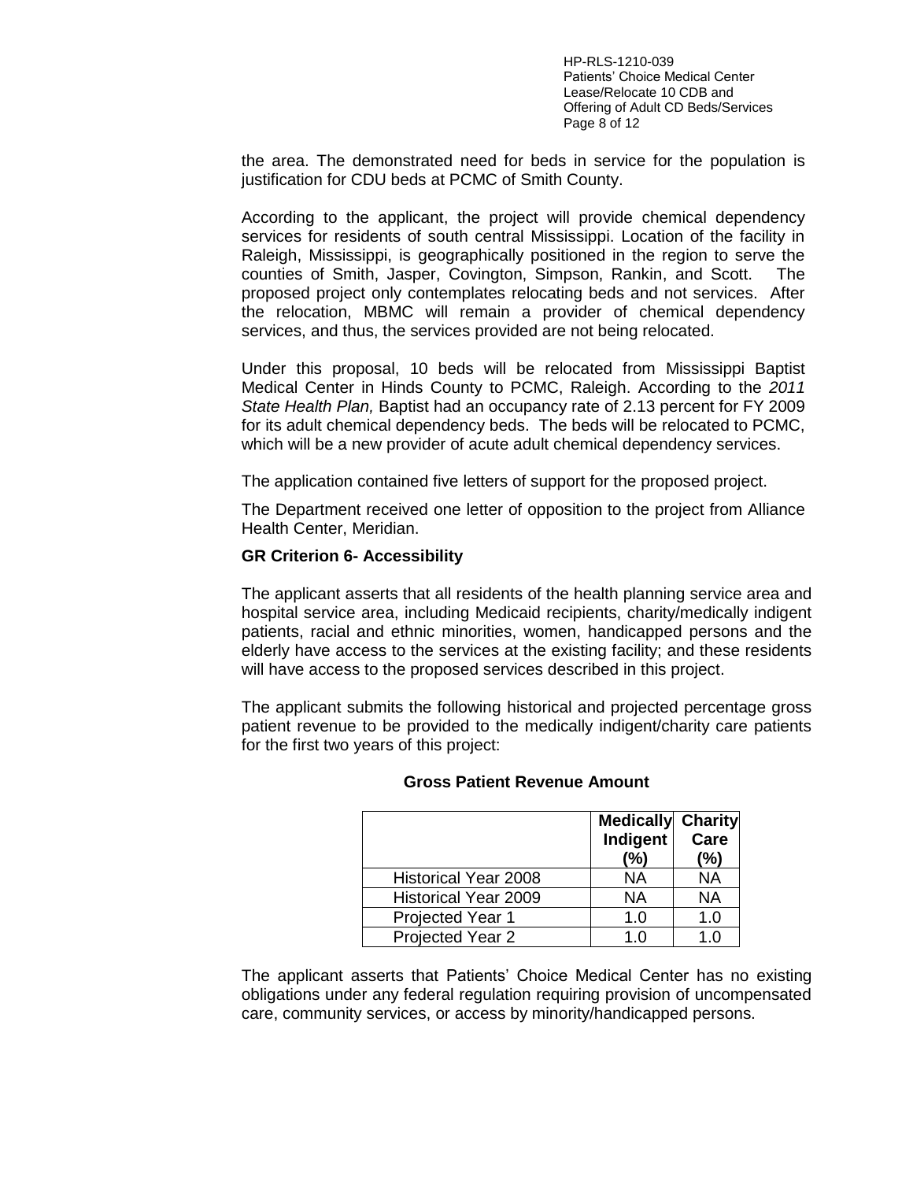the area. The demonstrated need for beds in service for the population is justification for CDU beds at PCMC of Smith County.

According to the applicant, the project will provide chemical dependency services for residents of south central Mississippi. Location of the facility in Raleigh, Mississippi, is geographically positioned in the region to serve the counties of Smith, Jasper, Covington, Simpson, Rankin, and Scott. The proposed project only contemplates relocating beds and not services. After the relocation, MBMC will remain a provider of chemical dependency services, and thus, the services provided are not being relocated.

Under this proposal, 10 beds will be relocated from Mississippi Baptist Medical Center in Hinds County to PCMC, Raleigh. According to the *2011 State Health Plan,* Baptist had an occupancy rate of 2.13 percent for FY 2009 for its adult chemical dependency beds. The beds will be relocated to PCMC, which will be a new provider of acute adult chemical dependency services.

The application contained five letters of support for the proposed project.

The Department received one letter of opposition to the project from Alliance Health Center, Meridian.

**GR Criterion 6- Accessibility**

The applicant asserts that all residents of the health planning service area and hospital service area, including Medicaid recipients, charity/medically indigent patients, racial and ethnic minorities, women, handicapped persons and the elderly have access to the services at the existing facility; and these residents will have access to the proposed services described in this project.

The applicant submits the following historical and projected percentage gross patient revenue to be provided to the medically indigent/charity care patients for the first two years of this project:

**Gross Patient Revenue Amount**

| | Medically Indigent (%) | Charity Care (%) |
|---|---|---|
| Historical Year 2008 | NA | NA |
| Historical Year 2009 | NA | NA |
| Projected Year 1 | 1.0 | 1.0 |
| Projected Year 2 | 1.0 | 1.0 |

The applicant asserts that Patients' Choice Medical Center has no existing obligations under any federal regulation requiring provision of uncompensated care, community services, or access by minority/handicapped persons.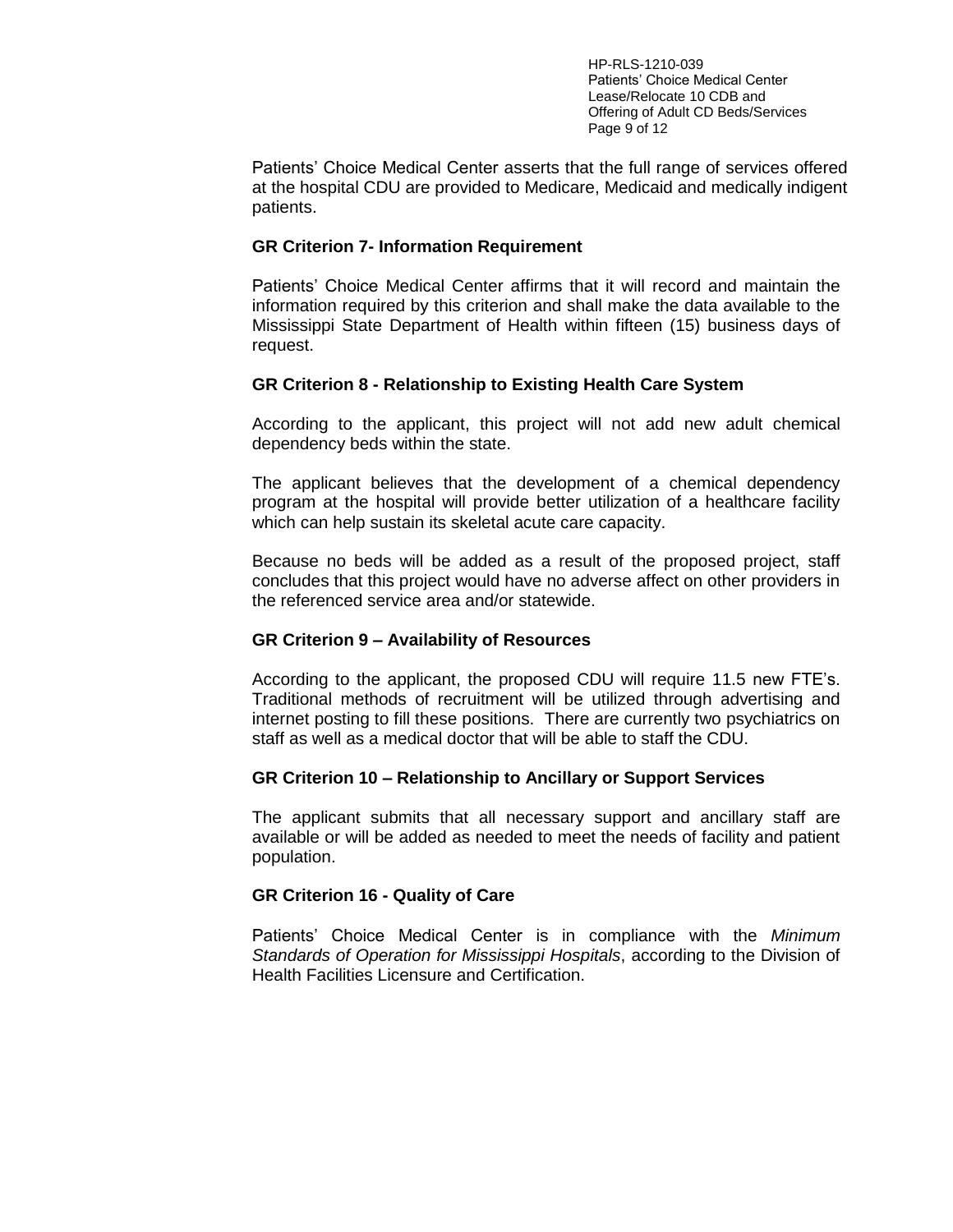Patients' Choice Medical Center asserts that the full range of services offered at the hospital CDU are provided to Medicare, Medicaid and medically indigent patients.

**GR Criterion 7- Information Requirement**

Patients' Choice Medical Center affirms that it will record and maintain the information required by this criterion and shall make the data available to the Mississippi State Department of Health within fifteen (15) business days of request.

**GR Criterion 8 - Relationship to Existing Health Care System**

According to the applicant, this project will not add new adult chemical dependency beds within the state.

The applicant believes that the development of a chemical dependency program at the hospital will provide better utilization of a healthcare facility which can help sustain its skeletal acute care capacity.

Because no beds will be added as a result of the proposed project, staff concludes that this project would have no adverse affect on other providers in the referenced service area and/or statewide.

**GR Criterion 9 – Availability of Resources**

According to the applicant, the proposed CDU will require 11.5 new FTE's. Traditional methods of recruitment will be utilized through advertising and internet posting to fill these positions. There are currently two psychiatrics on staff as well as a medical doctor that will be able to staff the CDU.

**GR Criterion 10 – Relationship to Ancillary or Support Services**

The applicant submits that all necessary support and ancillary staff are available or will be added as needed to meet the needs of facility and patient population.

**GR Criterion 16 - Quality of Care**

Patients' Choice Medical Center is in compliance with the *Minimum Standards of Operation for Mississippi Hospitals*, according to the Division of Health Facilities Licensure and Certification.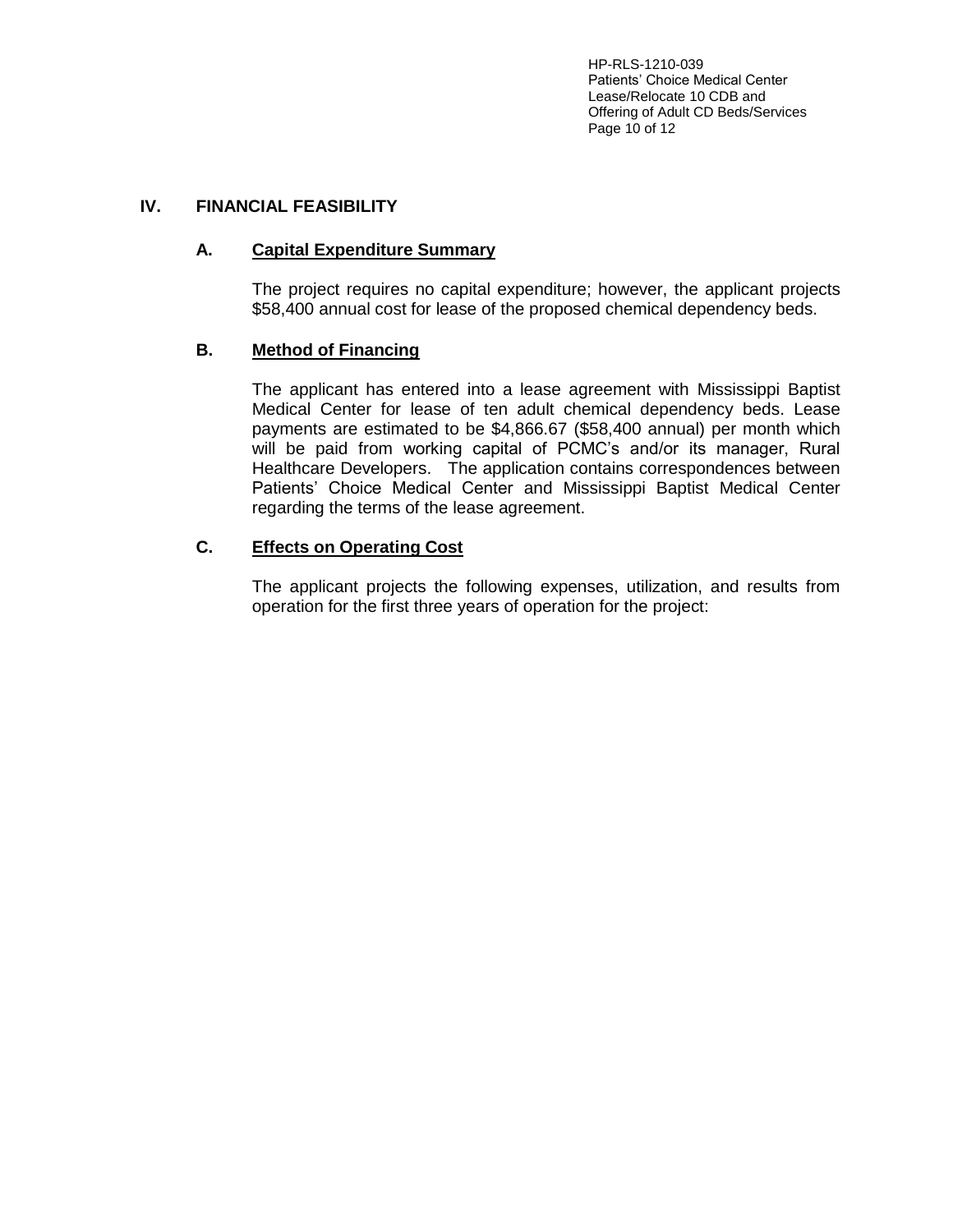## IV. FINANCIAL FEASIBILITY

### A. Capital Expenditure Summary

The project requires no capital expenditure; however, the applicant projects $58,400 annual cost for lease of the proposed chemical dependency beds.

### B. Method of Financing

The applicant has entered into a lease agreement with Mississippi Baptist Medical Center for lease of ten adult chemical dependency beds. Lease payments are estimated to be $4,866.67 ($58,400 annual) per month which will be paid from working capital of PCMC's and/or its manager, Rural Healthcare Developers. The application contains correspondences between Patients' Choice Medical Center and Mississippi Baptist Medical Center regarding the terms of the lease agreement.

### C. Effects on Operating Cost

The applicant projects the following expenses, utilization, and results from operation for the first three years of operation for the project: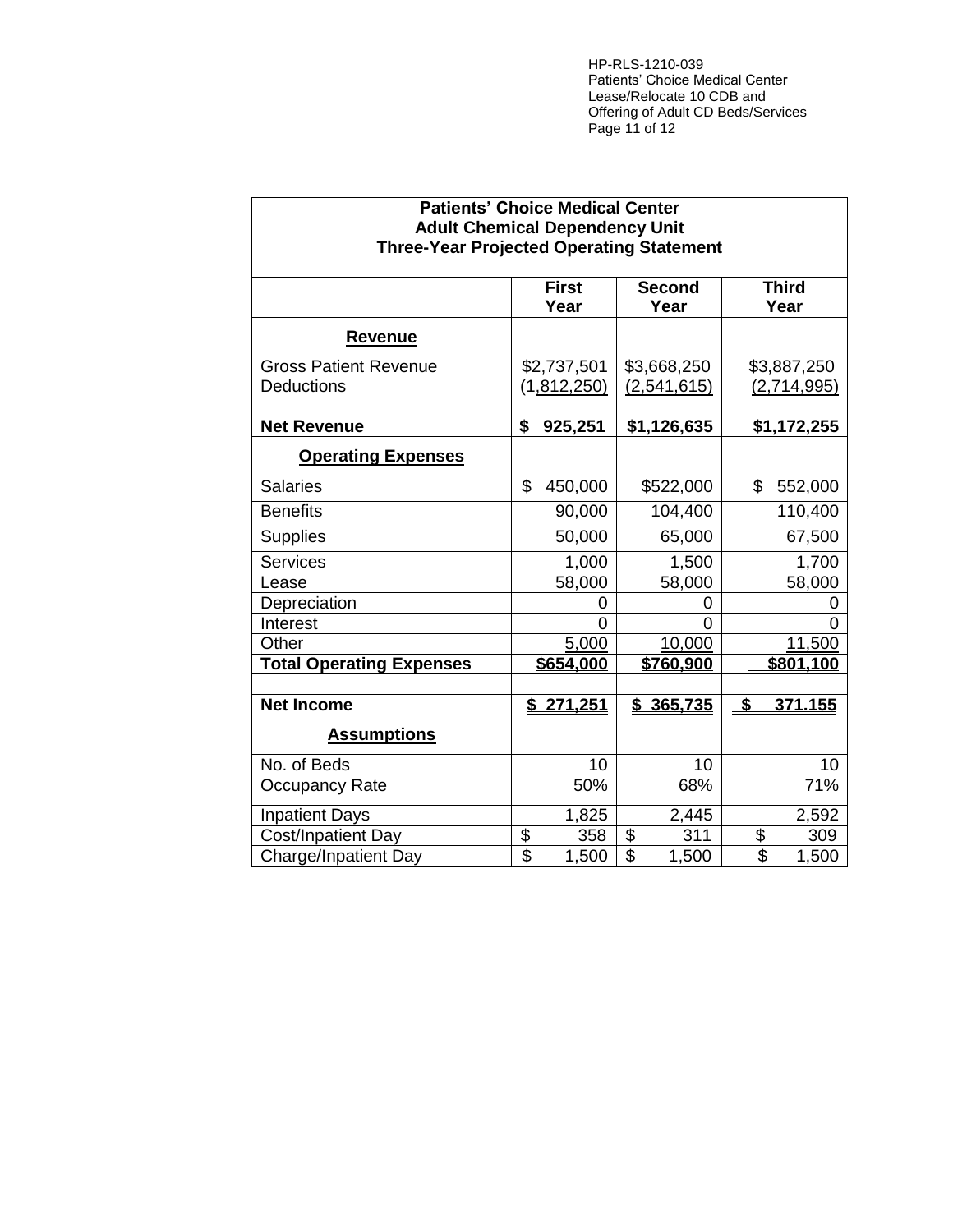| Patients' Choice Medical Center<br>Adult Chemical Dependency Unit<br>Three-Year Projected Operating Statement | | | |
|---|---|---|---|
| | **First Year** | **Second Year** | **Third Year** |
| **Revenue** | | | |
| Gross Patient Revenue | $2,737,501 | $3,668,250 | $3,887,250 |
| Deductions | (1,812,250) | (2,541,615) | (2,714,995) |
| **Net Revenue** | **$ 925,251** | **$1,126,635** | **$1,172,255** |
| **Operating Expenses** | | | |
| Salaries | $ 450,000 | $522,000 | $ 552,000 |
| Benefits | 90,000 | 104,400 | 110,400 |
| Supplies | 50,000 | 65,000 | 67,500 |
| Services | 1,000 | 1,500 | 1,700 |
| Lease | 58,000 | 58,000 | 58,000 |
| Depreciation | 0 | 0 | 0 |
| Interest | 0 | 0 | 0 |
| Other | 5,000 | 10,000 | 11,500 |
| **Total Operating Expenses** | **$654,000** | **$760,900** | **$801,100** |
| | | | |
| **Net Income** | **$ 271,251** | **$ 365,735** | **$ 371.155** |
| **Assumptions** | | | |
| No. of Beds | 10 | 10 | 10 |
| Occupancy Rate | 50% | 68% | 71% |
| Inpatient Days | 1,825 | 2,445 | 2,592 |
| Cost/Inpatient Day | $ 358 | $ 311 | $ 309 |
| Charge/Inpatient Day | $ 1,500 | $ 1,500 | $ 1,500 |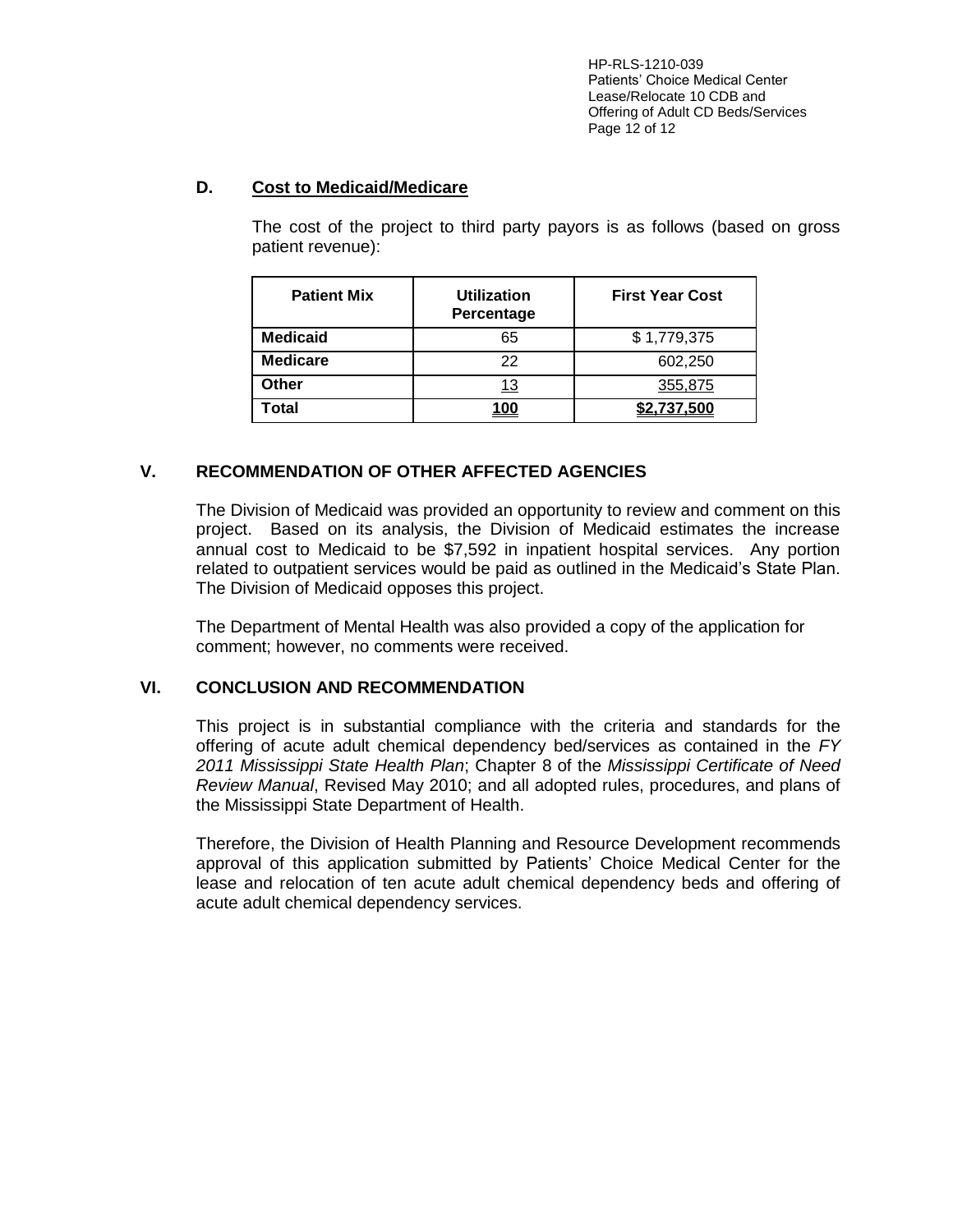### D. Cost to Medicaid/Medicare

The cost of the project to third party payors is as follows (based on gross patient revenue):

| Patient Mix | Utilization Percentage | First Year Cost |
|---|---|---|
| **Medicaid** | 65 | $ 1,779,375 |
| **Medicare** | 22 | 602,250 |
| **Other** | 13 | 355,875 |
| **Total** | **100** | **$2,737,500** |

## V. RECOMMENDATION OF OTHER AFFECTED AGENCIES

The Division of Medicaid was provided an opportunity to review and comment on this project. Based on its analysis, the Division of Medicaid estimates the increase annual cost to Medicaid to be $7,592 in inpatient hospital services. Any portion related to outpatient services would be paid as outlined in the Medicaid's State Plan. The Division of Medicaid opposes this project.

The Department of Mental Health was also provided a copy of the application for comment; however, no comments were received.

## VI. CONCLUSION AND RECOMMENDATION

This project is in substantial compliance with the criteria and standards for the offering of acute adult chemical dependency bed/services as contained in the *FY 2011 Mississippi State Health Plan*; Chapter 8 of the *Mississippi Certificate of Need Review Manual*, Revised May 2010; and all adopted rules, procedures, and plans of the Mississippi State Department of Health.

Therefore, the Division of Health Planning and Resource Development recommends approval of this application submitted by Patients' Choice Medical Center for the lease and relocation of ten acute adult chemical dependency beds and offering of acute adult chemical dependency services.